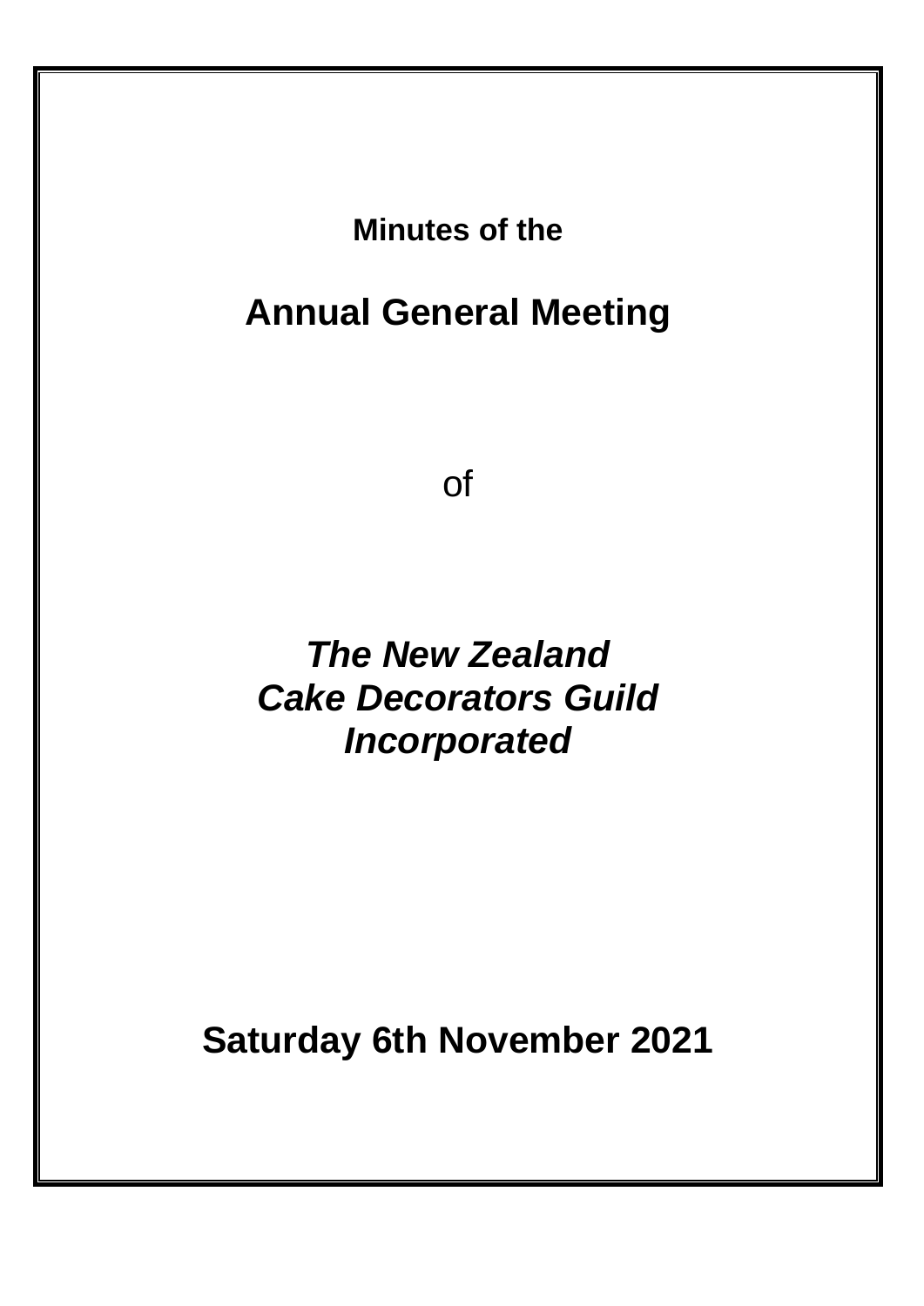**Minutes of the**

# Annual General Meeting

of

## *The New Zealand Cake Decorators Guild Incorporated*

## Saturday 6th November 2021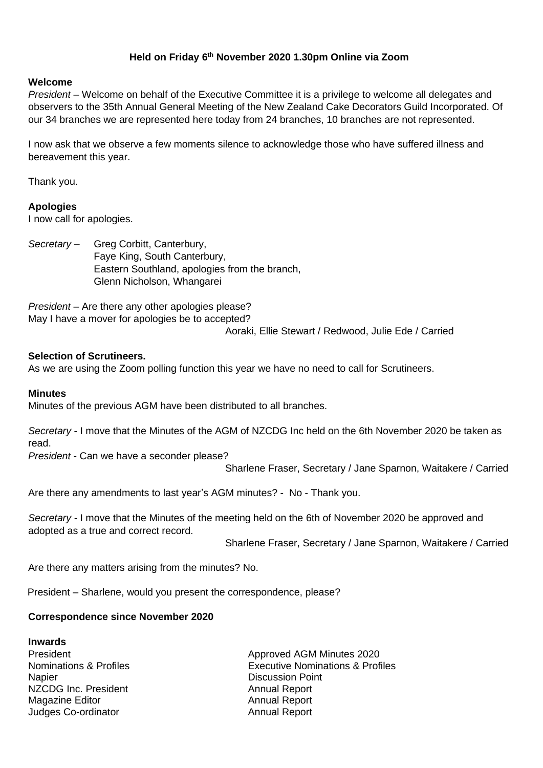**Held on Friday 6th November 2020 1.30pm Online via Zoom**

**Welcome**

*President* – Welcome on behalf of the Executive Committee it is a privilege to welcome all delegates and observers to the 35th Annual General Meeting of the New Zealand Cake Decorators Guild Incorporated. Of our 34 branches we are represented here today from 24 branches, 10 branches are not represented.

I now ask that we observe a few moments silence to acknowledge those who have suffered illness and bereavement this year.

Thank you.

**Apologies**

I now call for apologies.

*Secretary* – Greg Corbitt, Canterbury,
Faye King, South Canterbury,
Eastern Southland, apologies from the branch,
Glenn Nicholson, Whangarei

*President* – Are there any other apologies please?
May I have a mover for apologies be to accepted?

Aoraki, Ellie Stewart / Redwood, Julie Ede / Carried

**Selection of Scrutineers.**

As we are using the Zoom polling function this year we have no need to call for Scrutineers.

**Minutes**

Minutes of the previous AGM have been distributed to all branches.

*Secretary* - I move that the Minutes of the AGM of NZCDG Inc held on the 6th November 2020 be taken as read.

*President* - Can we have a seconder please?

Sharlene Fraser, Secretary / Jane Sparnon, Waitakere / Carried

Are there any amendments to last year's AGM minutes? - No - Thank you.

*Secretary* - I move that the Minutes of the meeting held on the 6th of November 2020 be approved and adopted as a true and correct record.

Sharlene Fraser, Secretary / Jane Sparnon, Waitakere / Carried

Are there any matters arising from the minutes? No.

President – Sharlene, would you present the correspondence, please?

**Correspondence since November 2020**

**Inwards**

| | |
|---|---|
| President | Approved AGM Minutes 2020 |
| Nominations & Profiles | Executive Nominations & Profiles |
| Napier | Discussion Point |
| NZCDG Inc. President | Annual Report |
| Magazine Editor | Annual Report |
| Judges Co-ordinator | Annual Report |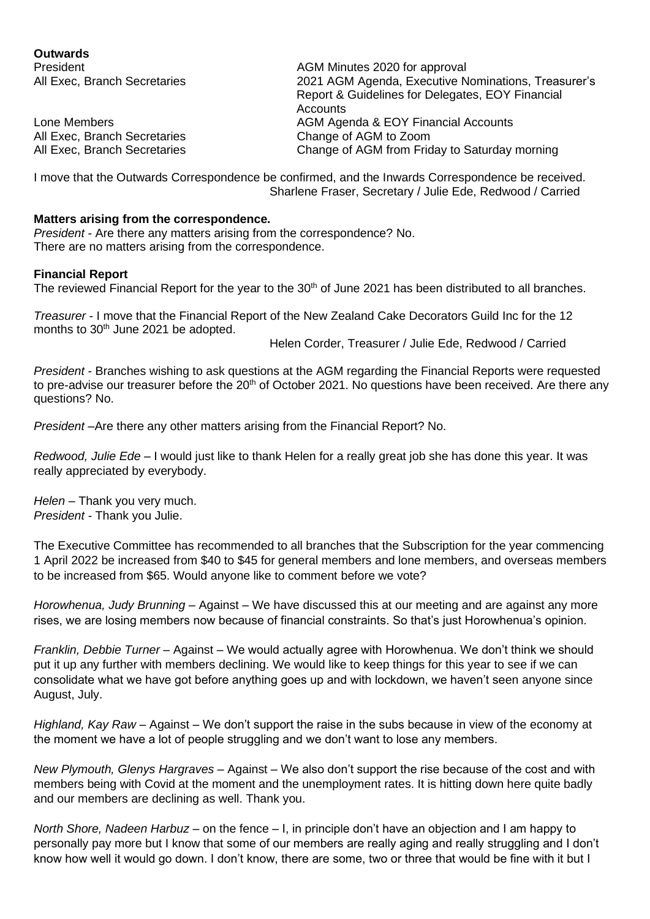**Outwards**

| | |
|---|---|
| President | AGM Minutes 2020 for approval |
| All Exec, Branch Secretaries | 2021 AGM Agenda, Executive Nominations, Treasurer's Report & Guidelines for Delegates, EOY Financial Accounts |
| Lone Members | AGM Agenda & EOY Financial Accounts |
| All Exec, Branch Secretaries | Change of AGM to Zoom |
| All Exec, Branch Secretaries | Change of AGM from Friday to Saturday morning |

I move that the Outwards Correspondence be confirmed, and the Inwards Correspondence be received.
Sharlene Fraser, Secretary / Julie Ede, Redwood / Carried

**Matters arising from the correspondence.**

*President* - Are there any matters arising from the correspondence? No.
There are no matters arising from the correspondence.

**Financial Report**

The reviewed Financial Report for the year to the 30th of June 2021 has been distributed to all branches.

*Treasurer* - I move that the Financial Report of the New Zealand Cake Decorators Guild Inc for the 12 months to 30th June 2021 be adopted.
Helen Corder, Treasurer / Julie Ede, Redwood / Carried

*President* - Branches wishing to ask questions at the AGM regarding the Financial Reports were requested to pre-advise our treasurer before the 20th of October 2021. No questions have been received. Are there any questions? No.

*President* –Are there any other matters arising from the Financial Report? No.

*Redwood, Julie Ede* – I would just like to thank Helen for a really great job she has done this year. It was really appreciated by everybody.

*Helen* – Thank you very much.
*President* - Thank you Julie.

The Executive Committee has recommended to all branches that the Subscription for the year commencing 1 April 2022 be increased from $40 to $45 for general members and lone members, and overseas members to be increased from $65. Would anyone like to comment before we vote?

*Horowhenua, Judy Brunning* – Against – We have discussed this at our meeting and are against any more rises, we are losing members now because of financial constraints. So that's just Horowhenua's opinion.

*Franklin, Debbie Turner* – Against – We would actually agree with Horowhenua. We don't think we should put it up any further with members declining. We would like to keep things for this year to see if we can consolidate what we have got before anything goes up and with lockdown, we haven't seen anyone since August, July.

*Highland, Kay Raw* – Against – We don't support the raise in the subs because in view of the economy at the moment we have a lot of people struggling and we don't want to lose any members.

*New Plymouth, Glenys Hargraves* – Against – We also don't support the rise because of the cost and with members being with Covid at the moment and the unemployment rates. It is hitting down here quite badly and our members are declining as well. Thank you.

*North Shore, Nadeen Harbuz* – on the fence – I, in principle don't have an objection and I am happy to personally pay more but I know that some of our members are really aging and really struggling and I don't know how well it would go down. I don't know, there are some, two or three that would be fine with it but I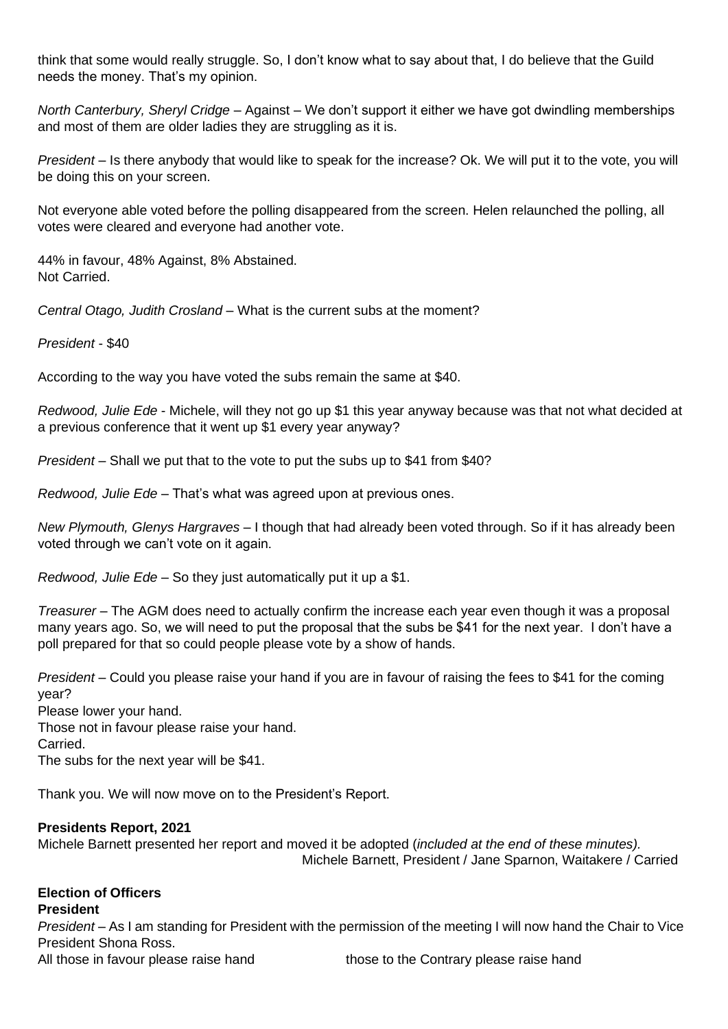think that some would really struggle. So, I don't know what to say about that, I do believe that the Guild needs the money. That's my opinion.

*North Canterbury, Sheryl Cridge* – Against – We don't support it either we have got dwindling memberships and most of them are older ladies they are struggling as it is.

*President* – Is there anybody that would like to speak for the increase? Ok. We will put it to the vote, you will be doing this on your screen.

Not everyone able voted before the polling disappeared from the screen. Helen relaunched the polling, all votes were cleared and everyone had another vote.

44% in favour, 48% Against, 8% Abstained.
Not Carried.

*Central Otago, Judith Crosland* – What is the current subs at the moment?

*President* - $40

According to the way you have voted the subs remain the same at $40.

*Redwood, Julie Ede* - Michele, will they not go up $1 this year anyway because was that not what decided at a previous conference that it went up $1 every year anyway?

*President* – Shall we put that to the vote to put the subs up to $41 from $40?

*Redwood, Julie Ede* – That's what was agreed upon at previous ones.

*New Plymouth, Glenys Hargraves* – I though that had already been voted through. So if it has already been voted through we can't vote on it again.

*Redwood, Julie Ede* – So they just automatically put it up a $1.

*Treasurer* – The AGM does need to actually confirm the increase each year even though it was a proposal many years ago. So, we will need to put the proposal that the subs be $41 for the next year. I don't have a poll prepared for that so could people please vote by a show of hands.

*President* – Could you please raise your hand if you are in favour of raising the fees to $41 for the coming year?
Please lower your hand.
Those not in favour please raise your hand.
Carried.
The subs for the next year will be $41.

Thank you. We will now move on to the President's Report.

**Presidents Report, 2021**
Michele Barnett presented her report and moved it be adopted (*included at the end of these minutes).*
Michele Barnett, President / Jane Sparnon, Waitakere / Carried

**Election of Officers**
**President**
*President* – As I am standing for President with the permission of the meeting I will now hand the Chair to Vice President Shona Ross.
All those in favour please raise hand those to the Contrary please raise hand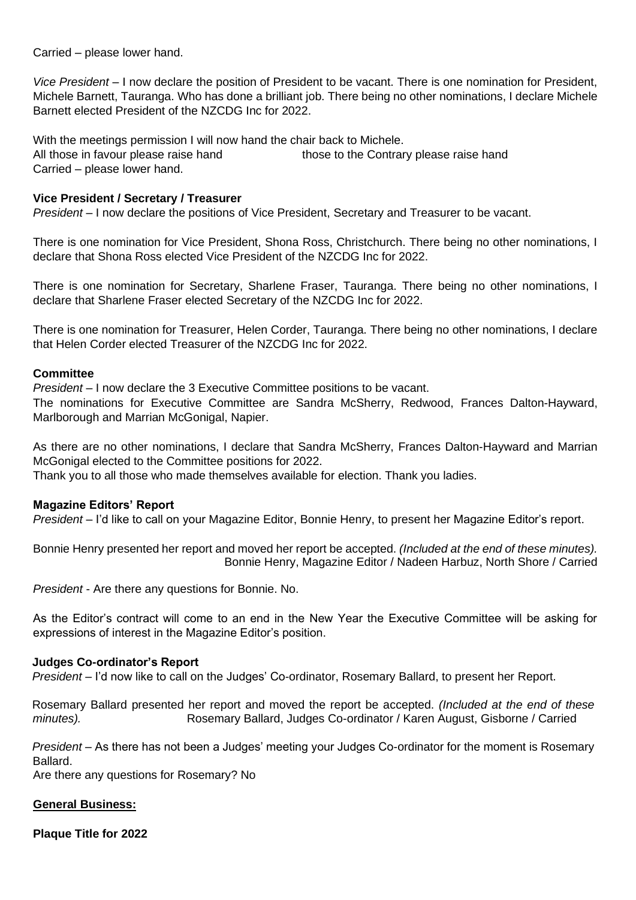Carried – please lower hand.

*Vice President* – I now declare the position of President to be vacant. There is one nomination for President, Michele Barnett, Tauranga. Who has done a brilliant job. There being no other nominations, I declare Michele Barnett elected President of the NZCDG Inc for 2022.

With the meetings permission I will now hand the chair back to Michele.
All those in favour please raise hand those to the Contrary please raise hand
Carried – please lower hand.

**Vice President / Secretary / Treasurer**

*President* – I now declare the positions of Vice President, Secretary and Treasurer to be vacant.

There is one nomination for Vice President, Shona Ross, Christchurch. There being no other nominations, I declare that Shona Ross elected Vice President of the NZCDG Inc for 2022.

There is one nomination for Secretary, Sharlene Fraser, Tauranga. There being no other nominations, I declare that Sharlene Fraser elected Secretary of the NZCDG Inc for 2022.

There is one nomination for Treasurer, Helen Corder, Tauranga. There being no other nominations, I declare that Helen Corder elected Treasurer of the NZCDG Inc for 2022.

**Committee**

*President* – I now declare the 3 Executive Committee positions to be vacant.
The nominations for Executive Committee are Sandra McSherry, Redwood, Frances Dalton-Hayward, Marlborough and Marrian McGonigal, Napier.

As there are no other nominations, I declare that Sandra McSherry, Frances Dalton-Hayward and Marrian McGonigal elected to the Committee positions for 2022.
Thank you to all those who made themselves available for election. Thank you ladies.

**Magazine Editors' Report**

*President* – I'd like to call on your Magazine Editor, Bonnie Henry, to present her Magazine Editor's report.

Bonnie Henry presented her report and moved her report be accepted. *(Included at the end of these minutes).*
Bonnie Henry, Magazine Editor / Nadeen Harbuz, North Shore / Carried

*President* - Are there any questions for Bonnie. No.

As the Editor's contract will come to an end in the New Year the Executive Committee will be asking for expressions of interest in the Magazine Editor's position.

**Judges Co-ordinator's Report**

*President* – I'd now like to call on the Judges' Co-ordinator, Rosemary Ballard, to present her Report.

Rosemary Ballard presented her report and moved the report be accepted. *(Included at the end of these minutes).* Rosemary Ballard, Judges Co-ordinator / Karen August, Gisborne / Carried

*President* – As there has not been a Judges' meeting your Judges Co-ordinator for the moment is Rosemary Ballard.
Are there any questions for Rosemary? No

**General Business:**

**Plaque Title for 2022**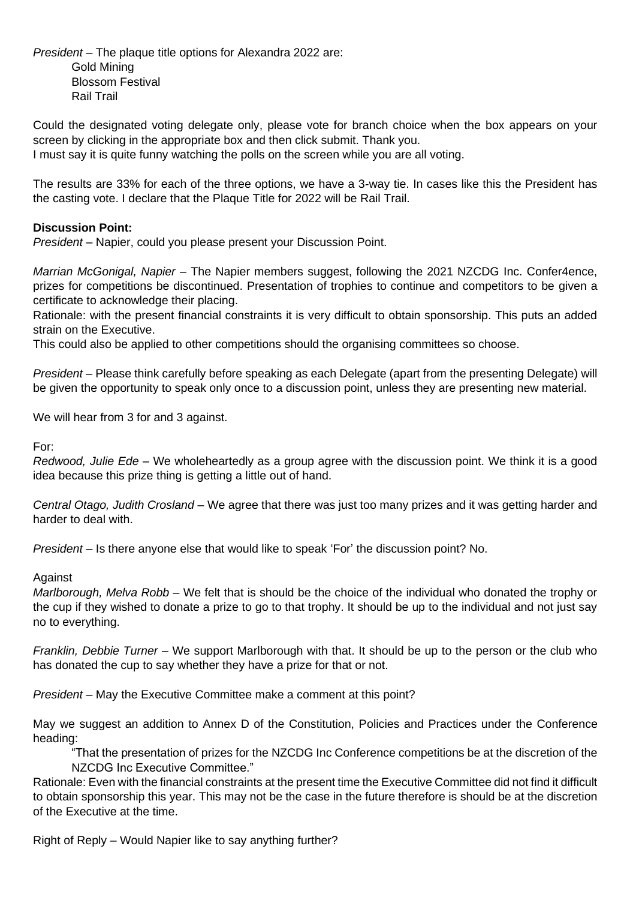*President* – The plaque title options for Alexandra 2022 are:

Gold Mining
Blossom Festival
Rail Trail

Could the designated voting delegate only, please vote for branch choice when the box appears on your screen by clicking in the appropriate box and then click submit. Thank you.
I must say it is quite funny watching the polls on the screen while you are all voting.

The results are 33% for each of the three options, we have a 3-way tie. In cases like this the President has the casting vote. I declare that the Plaque Title for 2022 will be Rail Trail.

**Discussion Point:**
*President* – Napier, could you please present your Discussion Point.

*Marrian McGonigal, Napier* – The Napier members suggest, following the 2021 NZCDG Inc. Confer4ence, prizes for competitions be discontinued. Presentation of trophies to continue and competitors to be given a certificate to acknowledge their placing.
Rationale: with the present financial constraints it is very difficult to obtain sponsorship. This puts an added strain on the Executive.
This could also be applied to other competitions should the organising committees so choose.

*President* – Please think carefully before speaking as each Delegate (apart from the presenting Delegate) will be given the opportunity to speak only once to a discussion point, unless they are presenting new material.

We will hear from 3 for and 3 against.

For:
*Redwood, Julie Ede* – We wholeheartedly as a group agree with the discussion point. We think it is a good idea because this prize thing is getting a little out of hand.

*Central Otago, Judith Crosland* – We agree that there was just too many prizes and it was getting harder and harder to deal with.

*President* – Is there anyone else that would like to speak 'For' the discussion point? No.

Against
*Marlborough, Melva Robb* – We felt that is should be the choice of the individual who donated the trophy or the cup if they wished to donate a prize to go to that trophy. It should be up to the individual and not just say no to everything.

*Franklin, Debbie Turner* – We support Marlborough with that. It should be up to the person or the club who has donated the cup to say whether they have a prize for that or not.

*President* – May the Executive Committee make a comment at this point?

May we suggest an addition to Annex D of the Constitution, Policies and Practices under the Conference heading:

"That the presentation of prizes for the NZCDG Inc Conference competitions be at the discretion of the NZCDG Inc Executive Committee."

Rationale: Even with the financial constraints at the present time the Executive Committee did not find it difficult to obtain sponsorship this year. This may not be the case in the future therefore is should be at the discretion of the Executive at the time.

Right of Reply – Would Napier like to say anything further?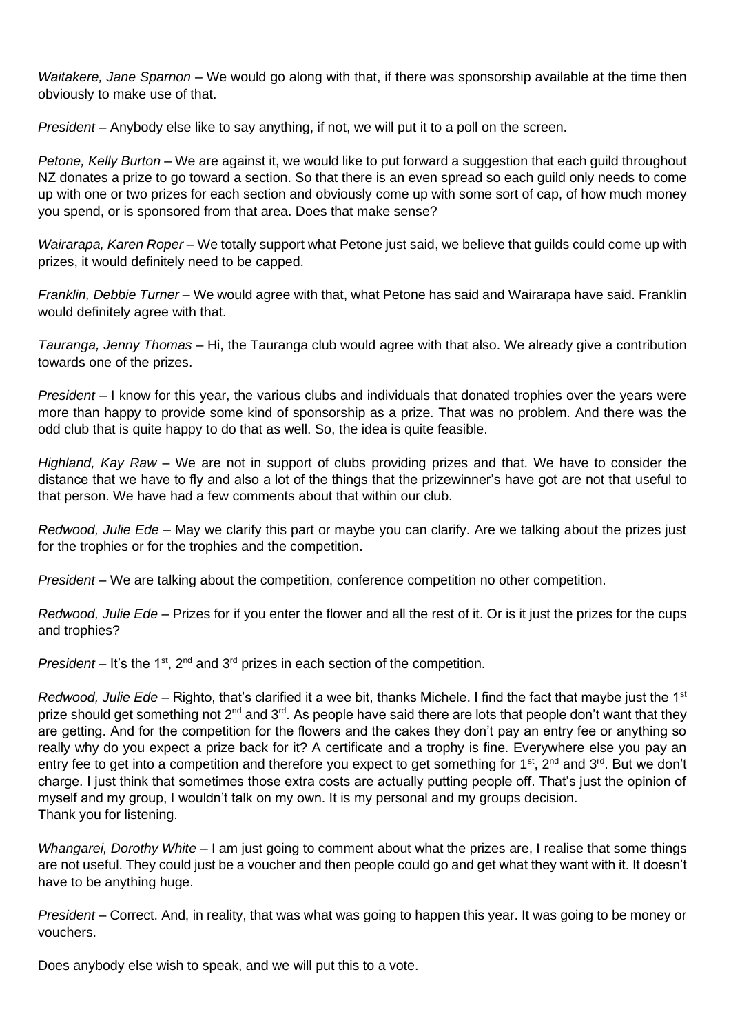*Waitakere, Jane Sparnon* – We would go along with that, if there was sponsorship available at the time then obviously to make use of that.

*President* – Anybody else like to say anything, if not, we will put it to a poll on the screen.

*Petone, Kelly Burton* – We are against it, we would like to put forward a suggestion that each guild throughout NZ donates a prize to go toward a section. So that there is an even spread so each guild only needs to come up with one or two prizes for each section and obviously come up with some sort of cap, of how much money you spend, or is sponsored from that area. Does that make sense?

*Wairarapa, Karen Roper* – We totally support what Petone just said, we believe that guilds could come up with prizes, it would definitely need to be capped.

*Franklin, Debbie Turner* – We would agree with that, what Petone has said and Wairarapa have said. Franklin would definitely agree with that.

*Tauranga, Jenny Thomas* – Hi, the Tauranga club would agree with that also. We already give a contribution towards one of the prizes.

*President* – I know for this year, the various clubs and individuals that donated trophies over the years were more than happy to provide some kind of sponsorship as a prize. That was no problem. And there was the odd club that is quite happy to do that as well. So, the idea is quite feasible.

*Highland, Kay Raw* – We are not in support of clubs providing prizes and that. We have to consider the distance that we have to fly and also a lot of the things that the prizewinner's have got are not that useful to that person. We have had a few comments about that within our club.

*Redwood, Julie Ede* – May we clarify this part or maybe you can clarify. Are we talking about the prizes just for the trophies or for the trophies and the competition.

*President* – We are talking about the competition, conference competition no other competition.

*Redwood, Julie Ede* – Prizes for if you enter the flower and all the rest of it. Or is it just the prizes for the cups and trophies?

*President* – It's the 1st, 2nd and 3rd prizes in each section of the competition.

*Redwood, Julie Ede* – Righto, that's clarified it a wee bit, thanks Michele. I find the fact that maybe just the 1st prize should get something not 2nd and 3rd. As people have said there are lots that people don't want that they are getting. And for the competition for the flowers and the cakes they don't pay an entry fee or anything so really why do you expect a prize back for it? A certificate and a trophy is fine. Everywhere else you pay an entry fee to get into a competition and therefore you expect to get something for 1st, 2nd and 3rd. But we don't charge. I just think that sometimes those extra costs are actually putting people off. That's just the opinion of myself and my group, I wouldn't talk on my own. It is my personal and my groups decision.
Thank you for listening.

*Whangarei, Dorothy White* – I am just going to comment about what the prizes are, I realise that some things are not useful. They could just be a voucher and then people could go and get what they want with it. It doesn't have to be anything huge.

*President* – Correct. And, in reality, that was what was going to happen this year. It was going to be money or vouchers.

Does anybody else wish to speak, and we will put this to a vote.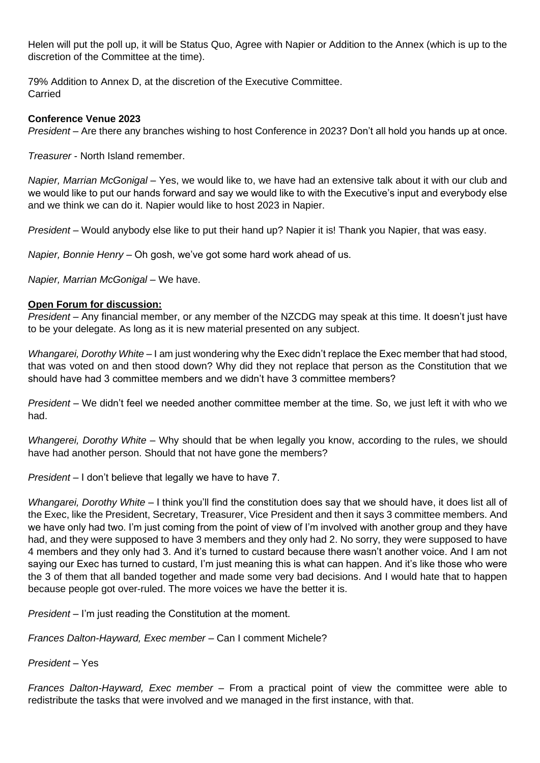Helen will put the poll up, it will be Status Quo, Agree with Napier or Addition to the Annex (which is up to the discretion of the Committee at the time).

79% Addition to Annex D, at the discretion of the Executive Committee.
Carried

**Conference Venue 2023**

*President* – Are there any branches wishing to host Conference in 2023? Don't all hold you hands up at once.

*Treasurer* - North Island remember.

*Napier, Marrian McGonigal* – Yes, we would like to, we have had an extensive talk about it with our club and we would like to put our hands forward and say we would like to with the Executive's input and everybody else and we think we can do it. Napier would like to host 2023 in Napier.

*President* – Would anybody else like to put their hand up? Napier it is! Thank you Napier, that was easy.

*Napier, Bonnie Henry* – Oh gosh, we've got some hard work ahead of us.

*Napier, Marrian McGonigal* – We have.

**Open Forum for discussion:**

*President* – Any financial member, or any member of the NZCDG may speak at this time. It doesn't just have to be your delegate. As long as it is new material presented on any subject.

*Whangarei, Dorothy White* – I am just wondering why the Exec didn't replace the Exec member that had stood, that was voted on and then stood down? Why did they not replace that person as the Constitution that we should have had 3 committee members and we didn't have 3 committee members?

*President* – We didn't feel we needed another committee member at the time. So, we just left it with who we had.

*Whangerei, Dorothy White* – Why should that be when legally you know, according to the rules, we should have had another person. Should that not have gone the members?

*President* – I don't believe that legally we have to have 7.

*Whangarei, Dorothy White* – I think you'll find the constitution does say that we should have, it does list all of the Exec, like the President, Secretary, Treasurer, Vice President and then it says 3 committee members. And we have only had two. I'm just coming from the point of view of I'm involved with another group and they have had, and they were supposed to have 3 members and they only had 2. No sorry, they were supposed to have 4 members and they only had 3. And it's turned to custard because there wasn't another voice. And I am not saying our Exec has turned to custard, I'm just meaning this is what can happen. And it's like those who were the 3 of them that all banded together and made some very bad decisions. And I would hate that to happen because people got over-ruled. The more voices we have the better it is.

*President* – I'm just reading the Constitution at the moment.

*Frances Dalton-Hayward, Exec member* – Can I comment Michele?

*President* – Yes

*Frances Dalton-Hayward, Exec member* – From a practical point of view the committee were able to redistribute the tasks that were involved and we managed in the first instance, with that.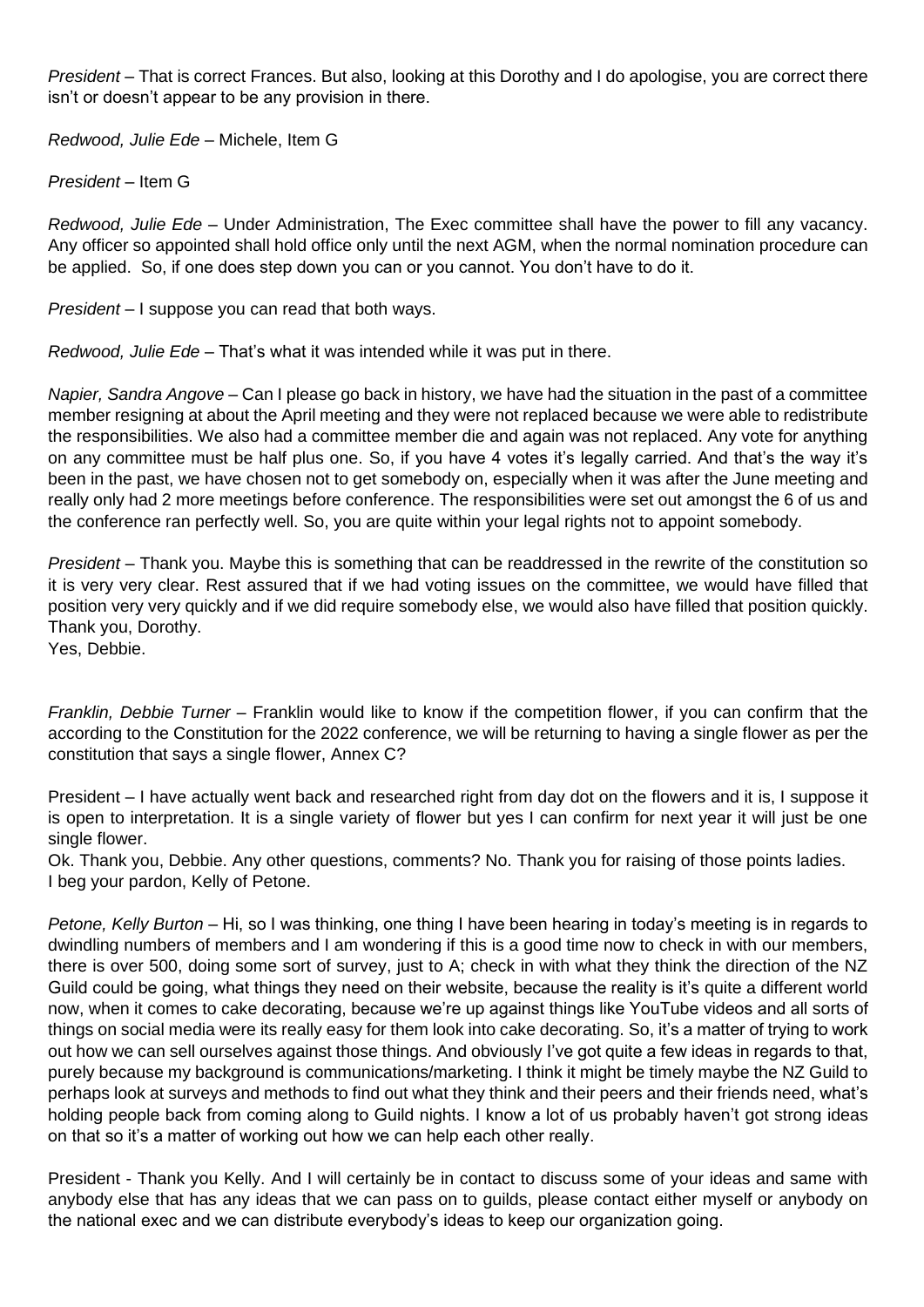*President* – That is correct Frances. But also, looking at this Dorothy and I do apologise, you are correct there isn't or doesn't appear to be any provision in there.

*Redwood, Julie Ede* – Michele, Item G

*President* – Item G

*Redwood, Julie Ede* – Under Administration, The Exec committee shall have the power to fill any vacancy. Any officer so appointed shall hold office only until the next AGM, when the normal nomination procedure can be applied. So, if one does step down you can or you cannot. You don't have to do it.

*President* – I suppose you can read that both ways.

*Redwood, Julie Ede* – That's what it was intended while it was put in there.

*Napier, Sandra Angove* – Can I please go back in history, we have had the situation in the past of a committee member resigning at about the April meeting and they were not replaced because we were able to redistribute the responsibilities. We also had a committee member die and again was not replaced. Any vote for anything on any committee must be half plus one. So, if you have 4 votes it's legally carried. And that's the way it's been in the past, we have chosen not to get somebody on, especially when it was after the June meeting and really only had 2 more meetings before conference. The responsibilities were set out amongst the 6 of us and the conference ran perfectly well. So, you are quite within your legal rights not to appoint somebody.

*President* – Thank you. Maybe this is something that can be readdressed in the rewrite of the constitution so it is very very clear. Rest assured that if we had voting issues on the committee, we would have filled that position very very quickly and if we did require somebody else, we would also have filled that position quickly. Thank you, Dorothy.
Yes, Debbie.

*Franklin, Debbie Turner* – Franklin would like to know if the competition flower, if you can confirm that the according to the Constitution for the 2022 conference, we will be returning to having a single flower as per the constitution that says a single flower, Annex C?

President – I have actually went back and researched right from day dot on the flowers and it is, I suppose it is open to interpretation. It is a single variety of flower but yes I can confirm for next year it will just be one single flower.
Ok. Thank you, Debbie. Any other questions, comments? No. Thank you for raising of those points ladies.
I beg your pardon, Kelly of Petone.

*Petone, Kelly Burton* – Hi, so I was thinking, one thing I have been hearing in today's meeting is in regards to dwindling numbers of members and I am wondering if this is a good time now to check in with our members, there is over 500, doing some sort of survey, just to A; check in with what they think the direction of the NZ Guild could be going, what things they need on their website, because the reality is it's quite a different world now, when it comes to cake decorating, because we're up against things like YouTube videos and all sorts of things on social media were its really easy for them look into cake decorating. So, it's a matter of trying to work out how we can sell ourselves against those things. And obviously I've got quite a few ideas in regards to that, purely because my background is communications/marketing. I think it might be timely maybe the NZ Guild to perhaps look at surveys and methods to find out what they think and their peers and their friends need, what's holding people back from coming along to Guild nights. I know a lot of us probably haven't got strong ideas on that so it's a matter of working out how we can help each other really.

President - Thank you Kelly. And I will certainly be in contact to discuss some of your ideas and same with anybody else that has any ideas that we can pass on to guilds, please contact either myself or anybody on the national exec and we can distribute everybody's ideas to keep our organization going.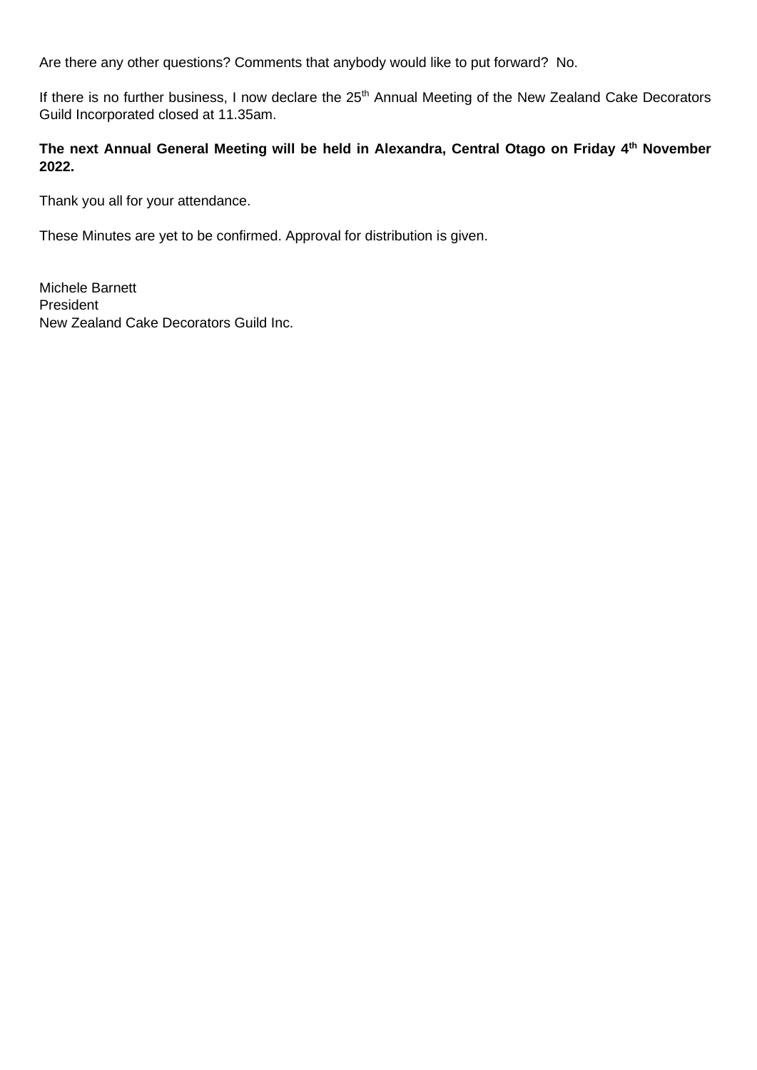Are there any other questions? Comments that anybody would like to put forward? No.

If there is no further business, I now declare the 25th Annual Meeting of the New Zealand Cake Decorators Guild Incorporated closed at 11.35am.

**The next Annual General Meeting will be held in Alexandra, Central Otago on Friday 4th November 2022.**

Thank you all for your attendance.

These Minutes are yet to be confirmed. Approval for distribution is given.

Michele Barnett
President
New Zealand Cake Decorators Guild Inc.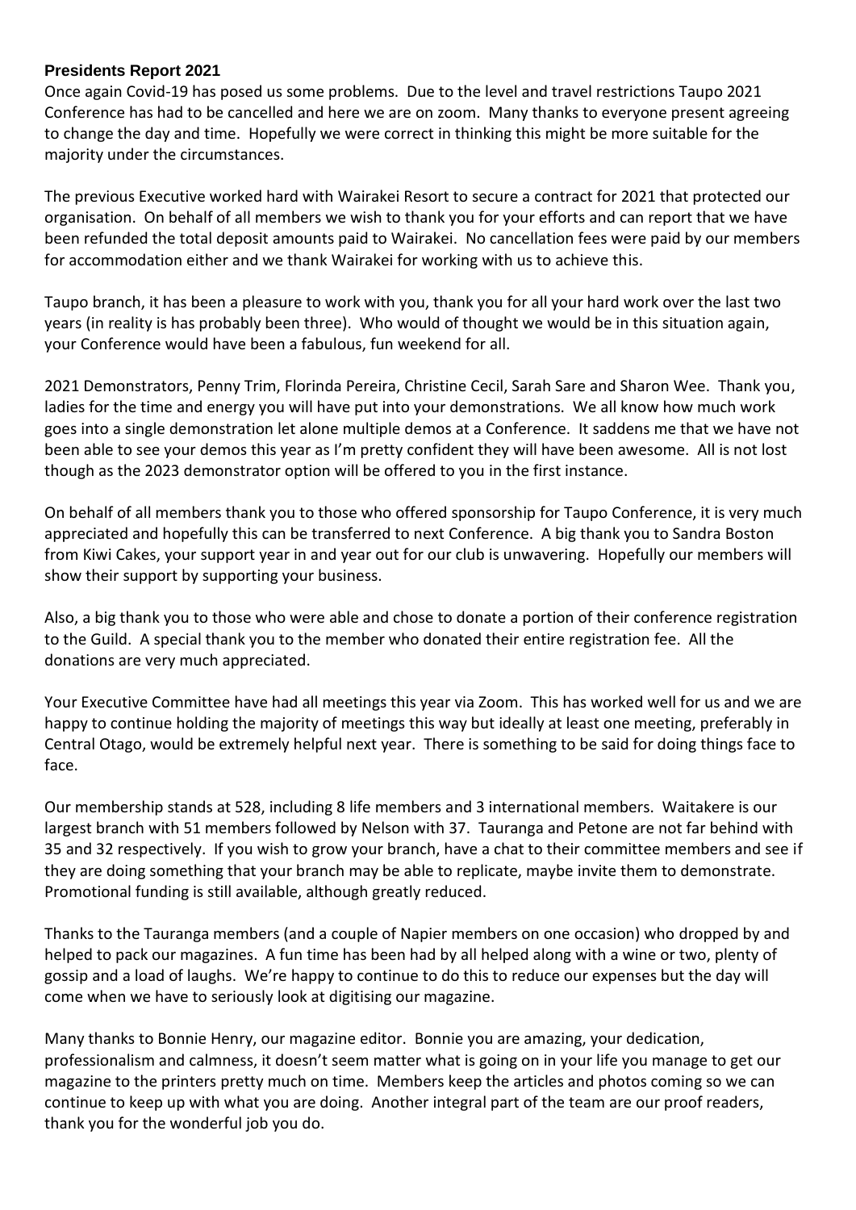**Presidents Report 2021**

Once again Covid-19 has posed us some problems. Due to the level and travel restrictions Taupo 2021 Conference has had to be cancelled and here we are on zoom. Many thanks to everyone present agreeing to change the day and time. Hopefully we were correct in thinking this might be more suitable for the majority under the circumstances.

The previous Executive worked hard with Wairakei Resort to secure a contract for 2021 that protected our organisation. On behalf of all members we wish to thank you for your efforts and can report that we have been refunded the total deposit amounts paid to Wairakei. No cancellation fees were paid by our members for accommodation either and we thank Wairakei for working with us to achieve this.

Taupo branch, it has been a pleasure to work with you, thank you for all your hard work over the last two years (in reality is has probably been three). Who would of thought we would be in this situation again, your Conference would have been a fabulous, fun weekend for all.

2021 Demonstrators, Penny Trim, Florinda Pereira, Christine Cecil, Sarah Sare and Sharon Wee. Thank you, ladies for the time and energy you will have put into your demonstrations. We all know how much work goes into a single demonstration let alone multiple demos at a Conference. It saddens me that we have not been able to see your demos this year as I'm pretty confident they will have been awesome. All is not lost though as the 2023 demonstrator option will be offered to you in the first instance.

On behalf of all members thank you to those who offered sponsorship for Taupo Conference, it is very much appreciated and hopefully this can be transferred to next Conference. A big thank you to Sandra Boston from Kiwi Cakes, your support year in and year out for our club is unwavering. Hopefully our members will show their support by supporting your business.

Also, a big thank you to those who were able and chose to donate a portion of their conference registration to the Guild. A special thank you to the member who donated their entire registration fee. All the donations are very much appreciated.

Your Executive Committee have had all meetings this year via Zoom. This has worked well for us and we are happy to continue holding the majority of meetings this way but ideally at least one meeting, preferably in Central Otago, would be extremely helpful next year. There is something to be said for doing things face to face.

Our membership stands at 528, including 8 life members and 3 international members. Waitakere is our largest branch with 51 members followed by Nelson with 37. Tauranga and Petone are not far behind with 35 and 32 respectively. If you wish to grow your branch, have a chat to their committee members and see if they are doing something that your branch may be able to replicate, maybe invite them to demonstrate. Promotional funding is still available, although greatly reduced.

Thanks to the Tauranga members (and a couple of Napier members on one occasion) who dropped by and helped to pack our magazines. A fun time has been had by all helped along with a wine or two, plenty of gossip and a load of laughs. We're happy to continue to do this to reduce our expenses but the day will come when we have to seriously look at digitising our magazine.

Many thanks to Bonnie Henry, our magazine editor. Bonnie you are amazing, your dedication, professionalism and calmness, it doesn't seem matter what is going on in your life you manage to get our magazine to the printers pretty much on time. Members keep the articles and photos coming so we can continue to keep up with what you are doing. Another integral part of the team are our proof readers, thank you for the wonderful job you do.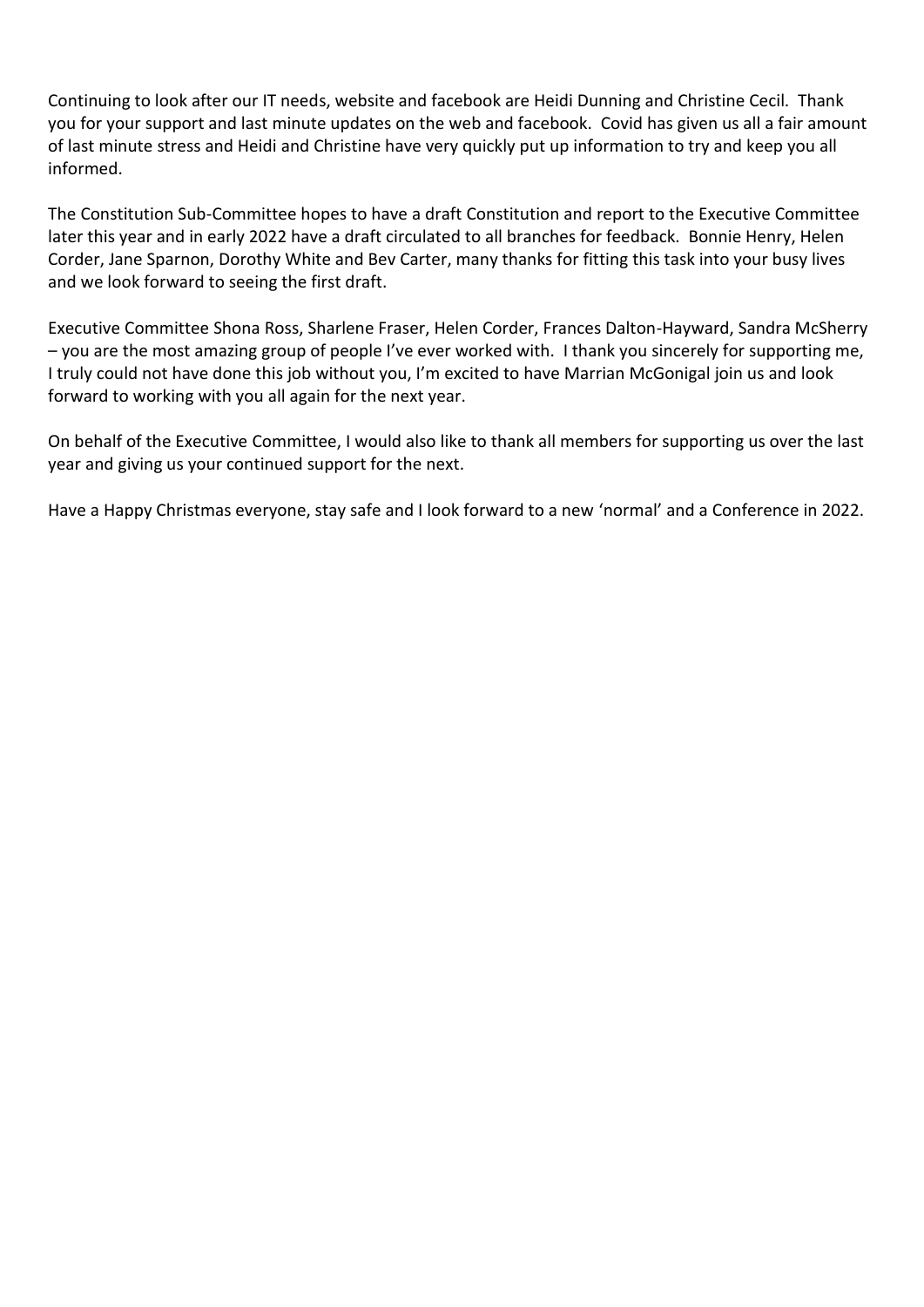Continuing to look after our IT needs, website and facebook are Heidi Dunning and Christine Cecil. Thank you for your support and last minute updates on the web and facebook. Covid has given us all a fair amount of last minute stress and Heidi and Christine have very quickly put up information to try and keep you all informed.

The Constitution Sub-Committee hopes to have a draft Constitution and report to the Executive Committee later this year and in early 2022 have a draft circulated to all branches for feedback. Bonnie Henry, Helen Corder, Jane Sparnon, Dorothy White and Bev Carter, many thanks for fitting this task into your busy lives and we look forward to seeing the first draft.

Executive Committee Shona Ross, Sharlene Fraser, Helen Corder, Frances Dalton-Hayward, Sandra McSherry – you are the most amazing group of people I've ever worked with. I thank you sincerely for supporting me, I truly could not have done this job without you, I'm excited to have Marrian McGonigal join us and look forward to working with you all again for the next year.

On behalf of the Executive Committee, I would also like to thank all members for supporting us over the last year and giving us your continued support for the next.

Have a Happy Christmas everyone, stay safe and I look forward to a new 'normal' and a Conference in 2022.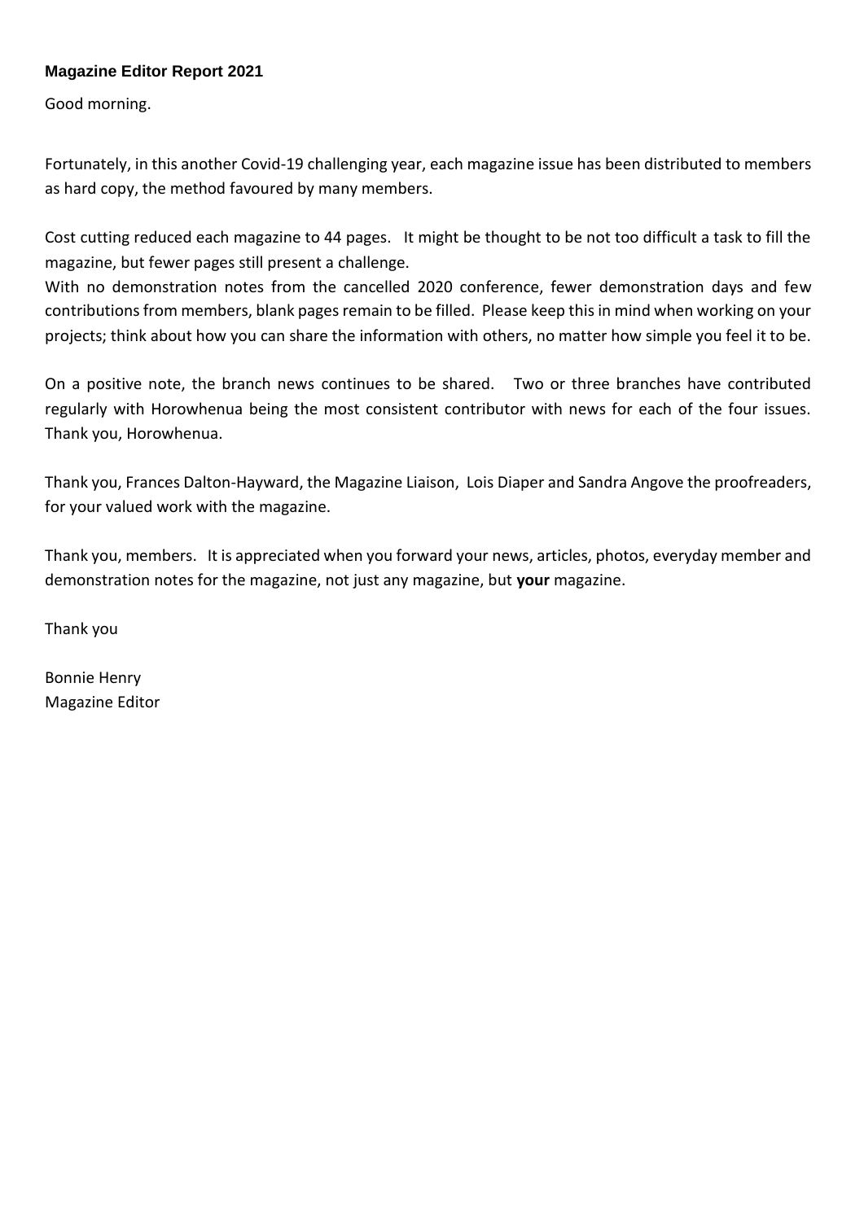**Magazine Editor Report 2021**

Good morning.

Fortunately, in this another Covid-19 challenging year, each magazine issue has been distributed to members as hard copy, the method favoured by many members.

Cost cutting reduced each magazine to 44 pages. It might be thought to be not too difficult a task to fill the magazine, but fewer pages still present a challenge.
With no demonstration notes from the cancelled 2020 conference, fewer demonstration days and few contributions from members, blank pages remain to be filled. Please keep this in mind when working on your projects; think about how you can share the information with others, no matter how simple you feel it to be.

On a positive note, the branch news continues to be shared. Two or three branches have contributed regularly with Horowhenua being the most consistent contributor with news for each of the four issues. Thank you, Horowhenua.

Thank you, Frances Dalton-Hayward, the Magazine Liaison, Lois Diaper and Sandra Angove the proofreaders, for your valued work with the magazine.

Thank you, members. It is appreciated when you forward your news, articles, photos, everyday member and demonstration notes for the magazine, not just any magazine, but **your** magazine.

Thank you

Bonnie Henry
Magazine Editor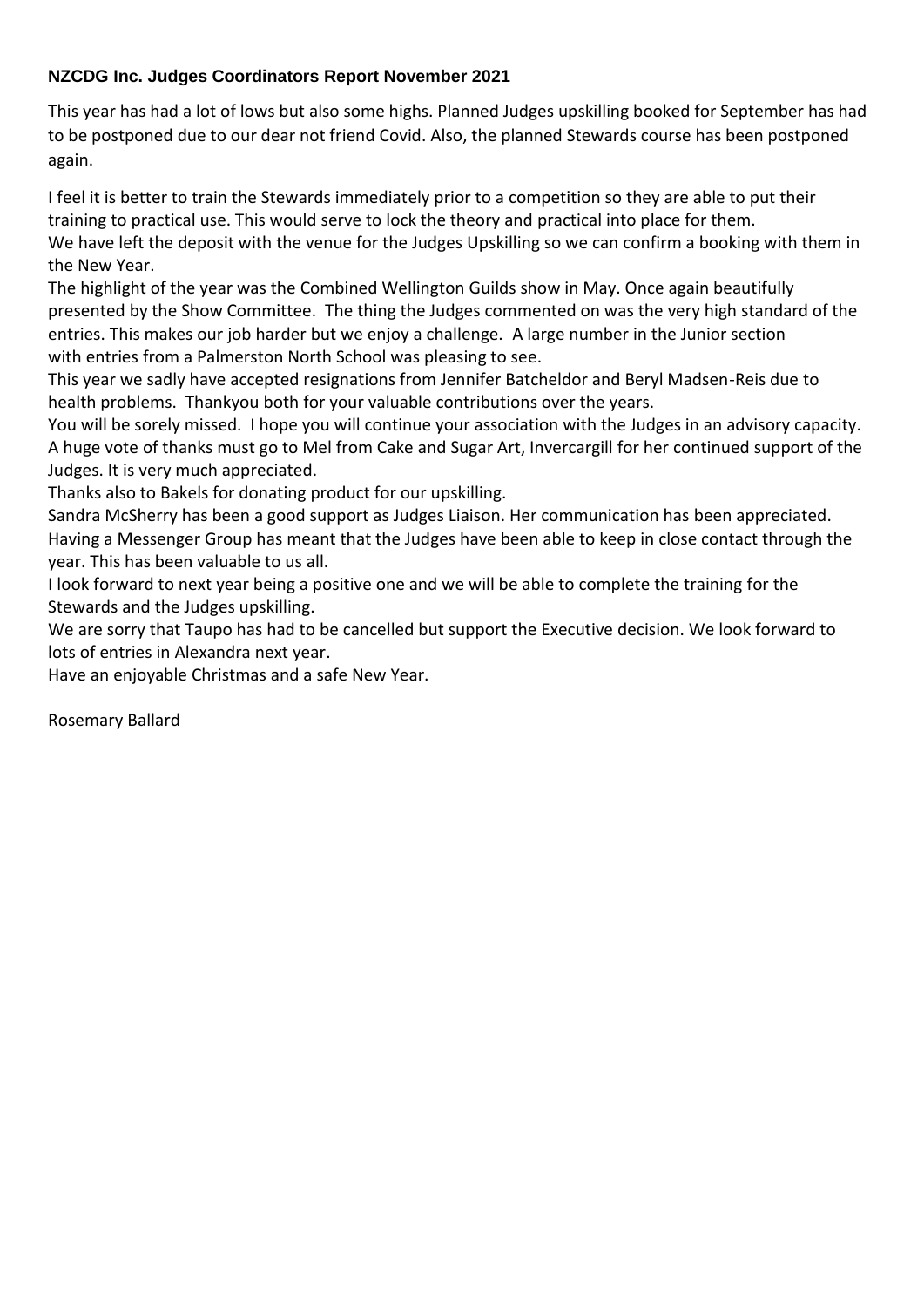**NZCDG Inc. Judges Coordinators Report November 2021**

This year has had a lot of lows but also some highs. Planned Judges upskilling booked for September has had to be postponed due to our dear not friend Covid. Also, the planned Stewards course has been postponed again.

I feel it is better to train the Stewards immediately prior to a competition so they are able to put their training to practical use. This would serve to lock the theory and practical into place for them.
We have left the deposit with the venue for the Judges Upskilling so we can confirm a booking with them in the New Year.
The highlight of the year was the Combined Wellington Guilds show in May. Once again beautifully presented by the Show Committee. The thing the Judges commented on was the very high standard of the entries. This makes our job harder but we enjoy a challenge. A large number in the Junior section with entries from a Palmerston North School was pleasing to see.
This year we sadly have accepted resignations from Jennifer Batcheldor and Beryl Madsen-Reis due to health problems. Thankyou both for your valuable contributions over the years.
You will be sorely missed. I hope you will continue your association with the Judges in an advisory capacity.
A huge vote of thanks must go to Mel from Cake and Sugar Art, Invercargill for her continued support of the Judges. It is very much appreciated.
Thanks also to Bakels for donating product for our upskilling.
Sandra McSherry has been a good support as Judges Liaison. Her communication has been appreciated.
Having a Messenger Group has meant that the Judges have been able to keep in close contact through the year. This has been valuable to us all.
I look forward to next year being a positive one and we will be able to complete the training for the Stewards and the Judges upskilling.
We are sorry that Taupo has had to be cancelled but support the Executive decision. We look forward to lots of entries in Alexandra next year.
Have an enjoyable Christmas and a safe New Year.

Rosemary Ballard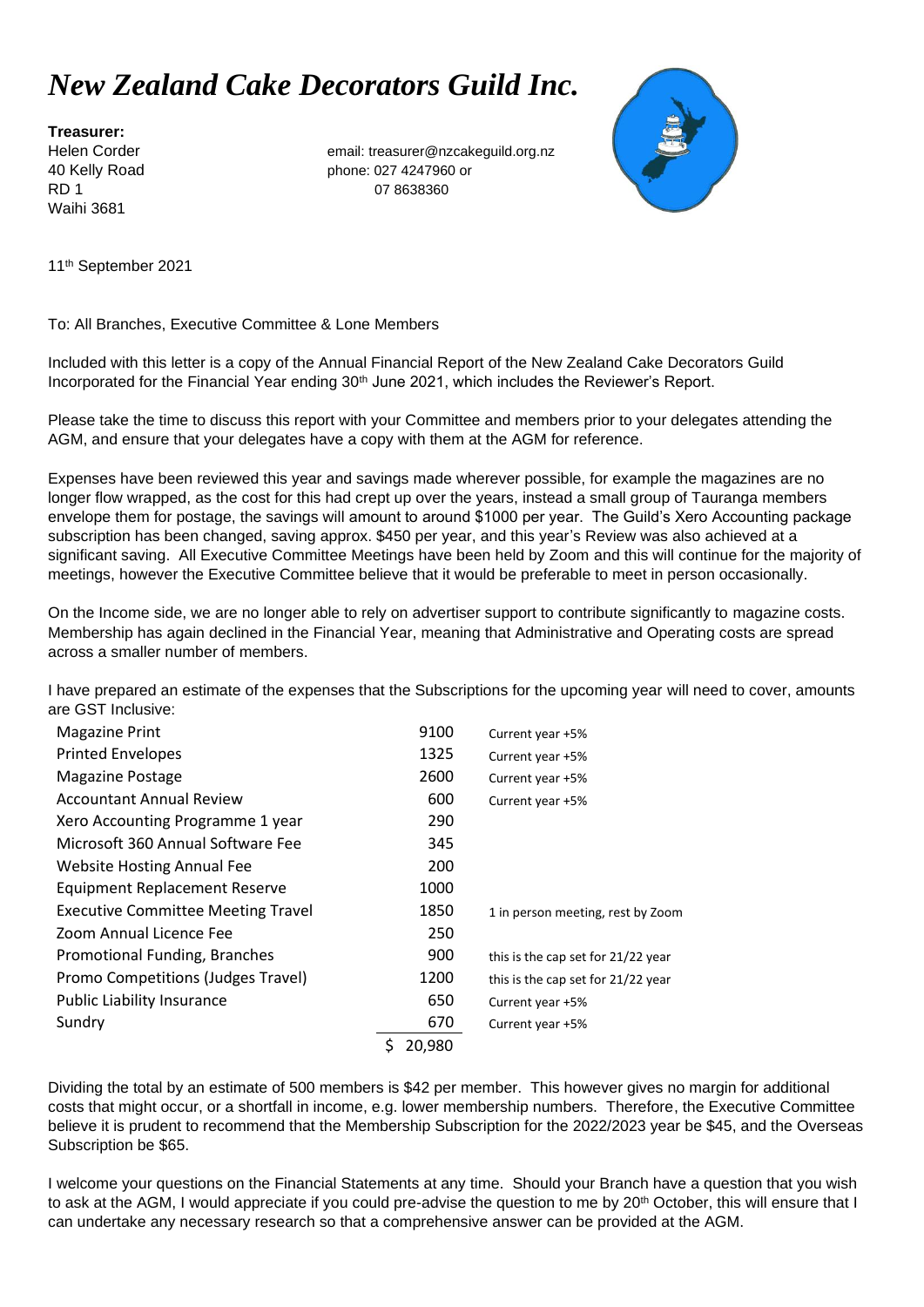# *New Zealand Cake Decorators Guild Inc.*

**Treasurer:**
Helen Corder
40 Kelly Road
RD 1
Waihi 3681

email: treasurer@nzcakeguild.org.nz
phone: 027 4247960 or
07 8638360

11th September 2021

To: All Branches, Executive Committee & Lone Members

Included with this letter is a copy of the Annual Financial Report of the New Zealand Cake Decorators Guild Incorporated for the Financial Year ending 30th June 2021, which includes the Reviewer's Report.

Please take the time to discuss this report with your Committee and members prior to your delegates attending the AGM, and ensure that your delegates have a copy with them at the AGM for reference.

Expenses have been reviewed this year and savings made wherever possible, for example the magazines are no longer flow wrapped, as the cost for this had crept up over the years, instead a small group of Tauranga members envelope them for postage, the savings will amount to around $1000 per year. The Guild's Xero Accounting package subscription has been changed, saving approx. $450 per year, and this year's Review was also achieved at a significant saving. All Executive Committee Meetings have been held by Zoom and this will continue for the majority of meetings, however the Executive Committee believe that it would be preferable to meet in person occasionally.

On the Income side, we are no longer able to rely on advertiser support to contribute significantly to magazine costs. Membership has again declined in the Financial Year, meaning that Administrative and Operating costs are spread across a smaller number of members.

I have prepared an estimate of the expenses that the Subscriptions for the upcoming year will need to cover, amounts are GST Inclusive:

| Item | Amount | Note |
|---|---|---|
| Magazine Print | 9100 | Current year +5% |
| Printed Envelopes | 1325 | Current year +5% |
| Magazine Postage | 2600 | Current year +5% |
| Accountant Annual Review | 600 | Current year +5% |
| Xero Accounting Programme 1 year | 290 | |
| Microsoft 360 Annual Software Fee | 345 | |
| Website Hosting Annual Fee | 200 | |
| Equipment Replacement Reserve | 1000 | |
| Executive Committee Meeting Travel | 1850 | 1 in person meeting, rest by Zoom |
| Zoom Annual Licence Fee | 250 | |
| Promotional Funding, Branches | 900 | this is the cap set for 21/22 year |
| Promo Competitions (Judges Travel) | 1200 | this is the cap set for 21/22 year |
| Public Liability Insurance | 650 | Current year +5% |
| Sundry | 670 | Current year +5% |
| | $ 20,980 | |

Dividing the total by an estimate of 500 members is $42 per member. This however gives no margin for additional costs that might occur, or a shortfall in income, e.g. lower membership numbers. Therefore, the Executive Committee believe it is prudent to recommend that the Membership Subscription for the 2022/2023 year be $45, and the Overseas Subscription be $65.

I welcome your questions on the Financial Statements at any time. Should your Branch have a question that you wish to ask at the AGM, I would appreciate if you could pre-advise the question to me by 20th October, this will ensure that I can undertake any necessary research so that a comprehensive answer can be provided at the AGM.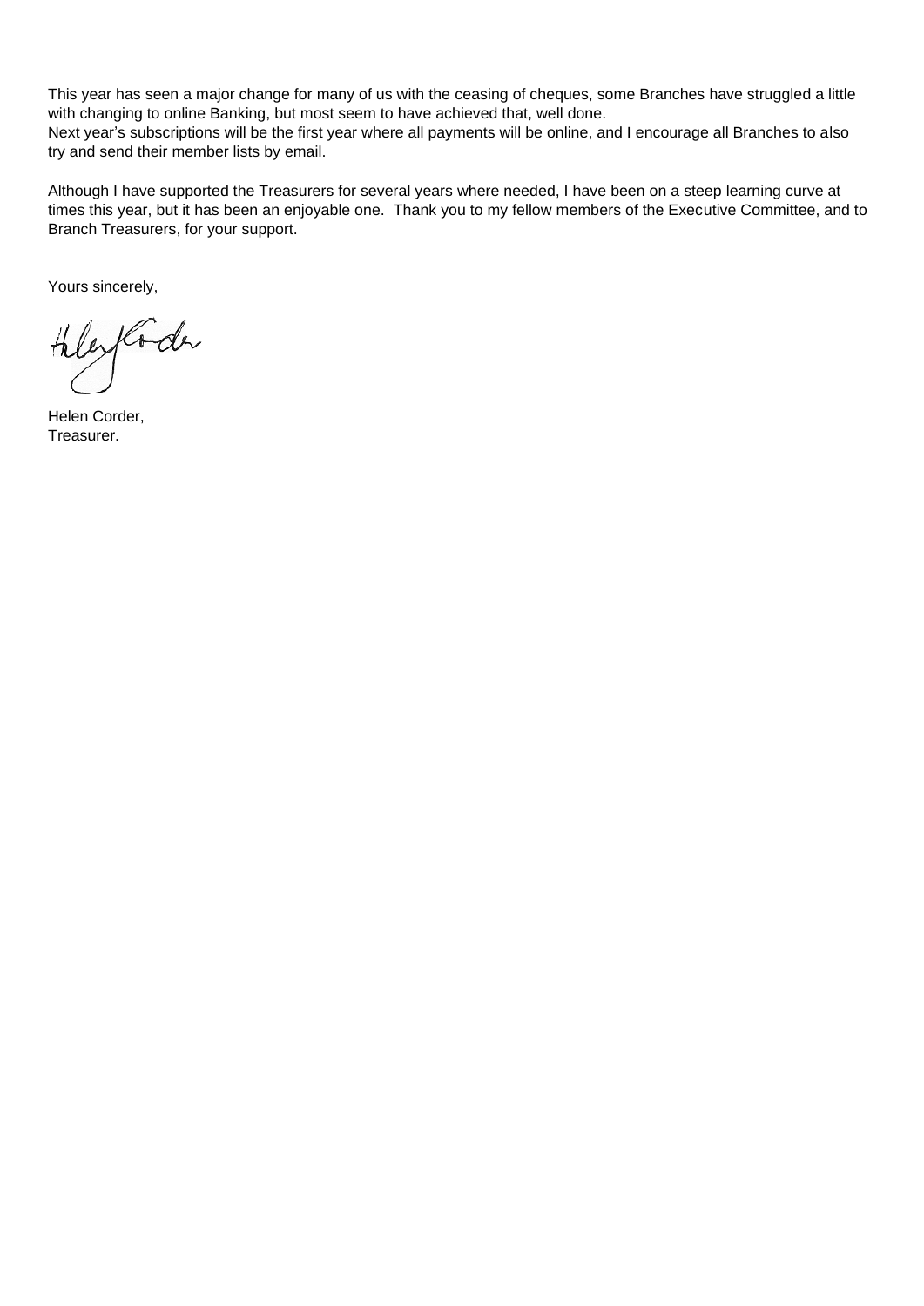This year has seen a major change for many of us with the ceasing of cheques, some Branches have struggled a little with changing to online Banking, but most seem to have achieved that, well done.
Next year's subscriptions will be the first year where all payments will be online, and I encourage all Branches to also try and send their member lists by email.

Although I have supported the Treasurers for several years where needed, I have been on a steep learning curve at times this year, but it has been an enjoyable one. Thank you to my fellow members of the Executive Committee, and to Branch Treasurers, for your support.

Yours sincerely,

Helen Corder,
Treasurer.